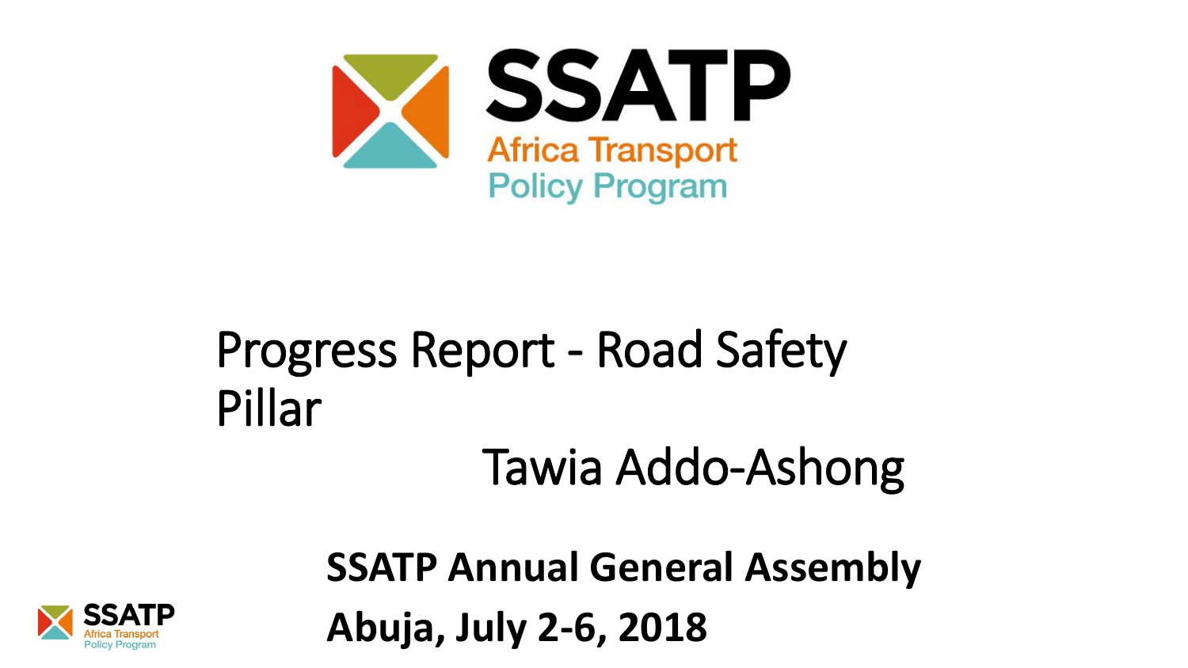# SSATP

Africa Transport Policy Program

# Progress Report - Road Safety Pillar

Tawia Addo-Ashong

**SSATP Annual General Assembly**

**Abuja, July 2-6, 2018**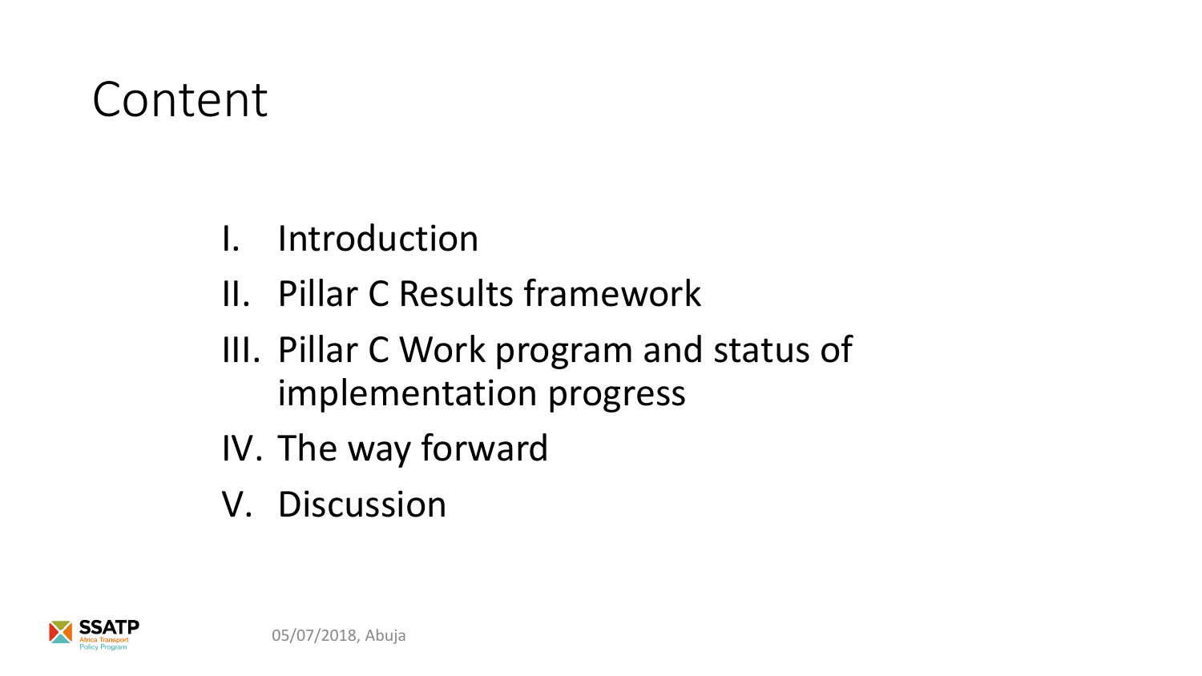# Content

I. Introduction
II. Pillar C Results framework
III. Pillar C Work program and status of implementation progress
IV. The way forward
V. Discussion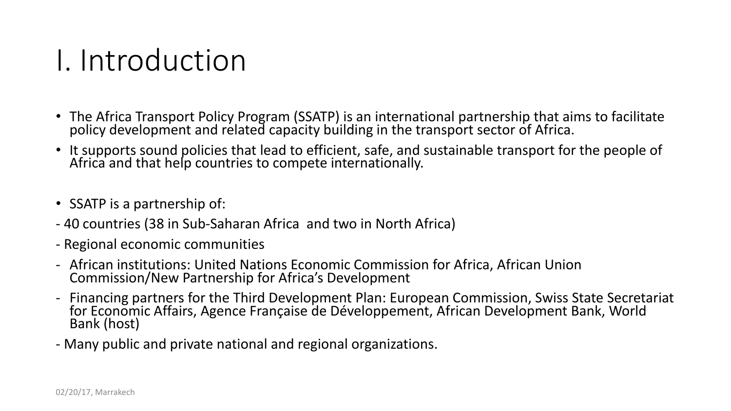# I. Introduction

- The Africa Transport Policy Program (SSATP) is an international partnership that aims to facilitate policy development and related capacity building in the transport sector of Africa.
- It supports sound policies that lead to efficient, safe, and sustainable transport for the people of Africa and that help countries to compete internationally.

- SSATP is a partnership of:

- 40 countries (38 in Sub-Saharan Africa and two in North Africa)
- Regional economic communities
- African institutions: United Nations Economic Commission for Africa, African Union Commission/New Partnership for Africa's Development
- Financing partners for the Third Development Plan: European Commission, Swiss State Secretariat for Economic Affairs, Agence Française de Développement, African Development Bank, World Bank (host)
- Many public and private national and regional organizations.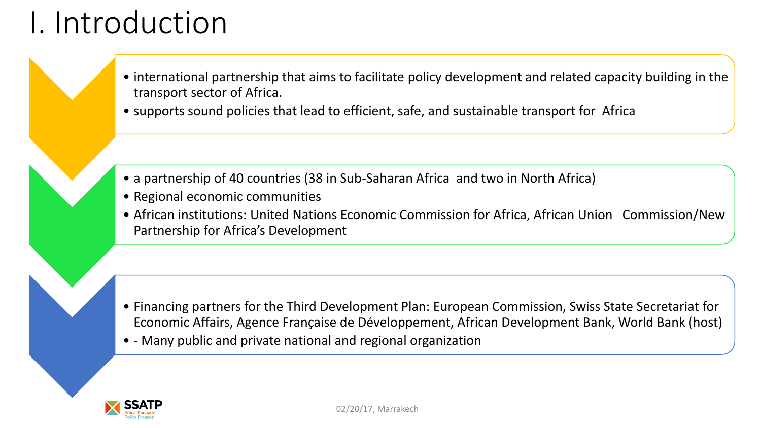# I. Introduction

- international partnership that aims to facilitate policy development and related capacity building in the transport sector of Africa.
- supports sound policies that lead to efficient, safe, and sustainable transport for Africa

- a partnership of 40 countries (38 in Sub-Saharan Africa and two in North Africa)
- Regional economic communities
- African institutions: United Nations Economic Commission for Africa, African Union Commission/New Partnership for Africa's Development

- Financing partners for the Third Development Plan: European Commission, Swiss State Secretariat for Economic Affairs, Agence Française de Développement, African Development Bank, World Bank (host)
- - Many public and private national and regional organization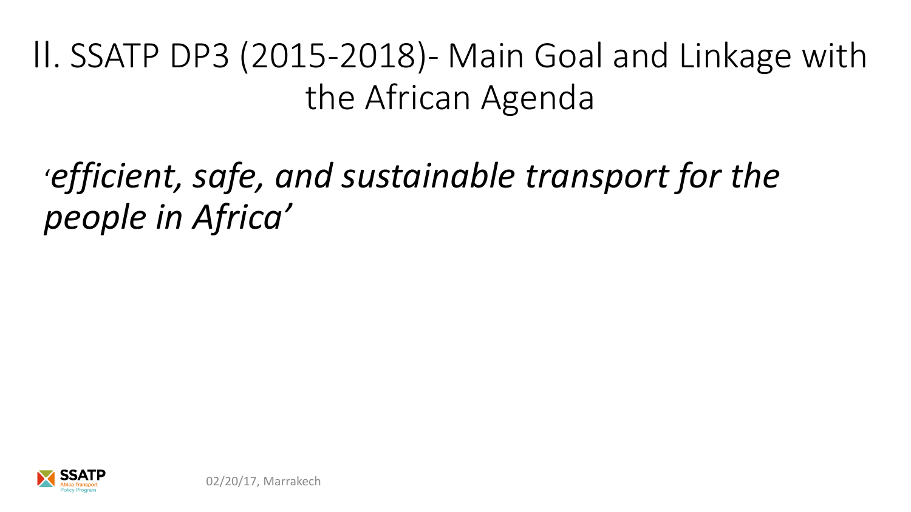# II. SSATP DP3 (2015-2018)- Main Goal and Linkage with the African Agenda

*'efficient, safe, and sustainable transport for the people in Africa'*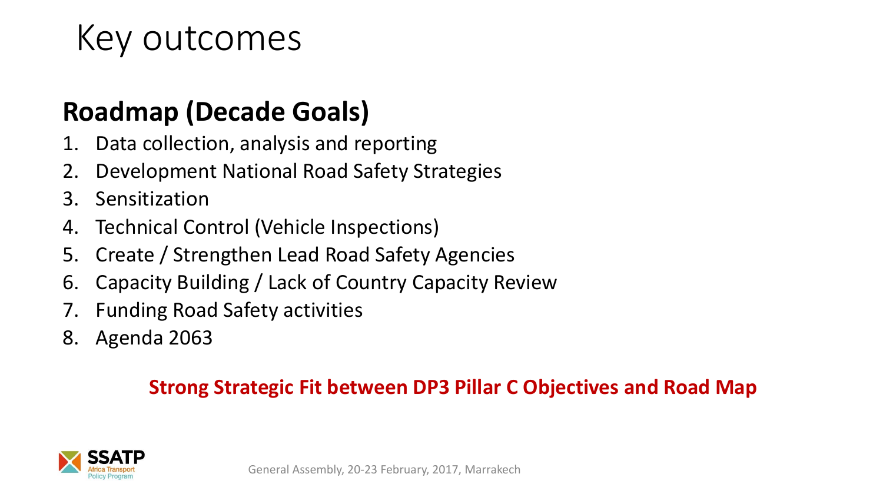# Key outcomes

## Roadmap (Decade Goals)

1. Data collection, analysis and reporting
2. Development National Road Safety Strategies
3. Sensitization
4. Technical Control (Vehicle Inspections)
5. Create / Strengthen Lead Road Safety Agencies
6. Capacity Building / Lack of Country Capacity Review
7. Funding Road Safety activities
8. Agenda 2063

**Strong Strategic Fit between DP3 Pillar C Objectives and Road Map**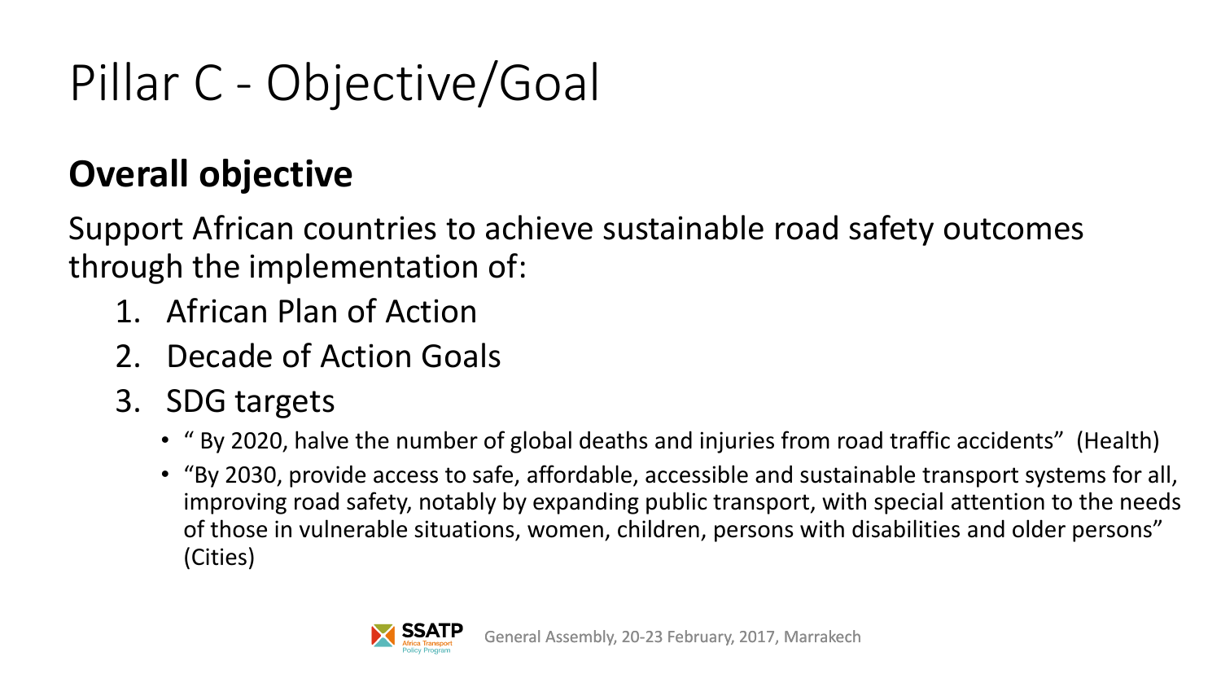# Pillar C - Objective/Goal

## Overall objective

Support African countries to achieve sustainable road safety outcomes through the implementation of:

1. African Plan of Action
2. Decade of Action Goals
3. SDG targets
   - " By 2020, halve the number of global deaths and injuries from road traffic accidents" (Health)
   - "By 2030, provide access to safe, affordable, accessible and sustainable transport systems for all, improving road safety, notably by expanding public transport, with special attention to the needs of those in vulnerable situations, women, children, persons with disabilities and older persons" (Cities)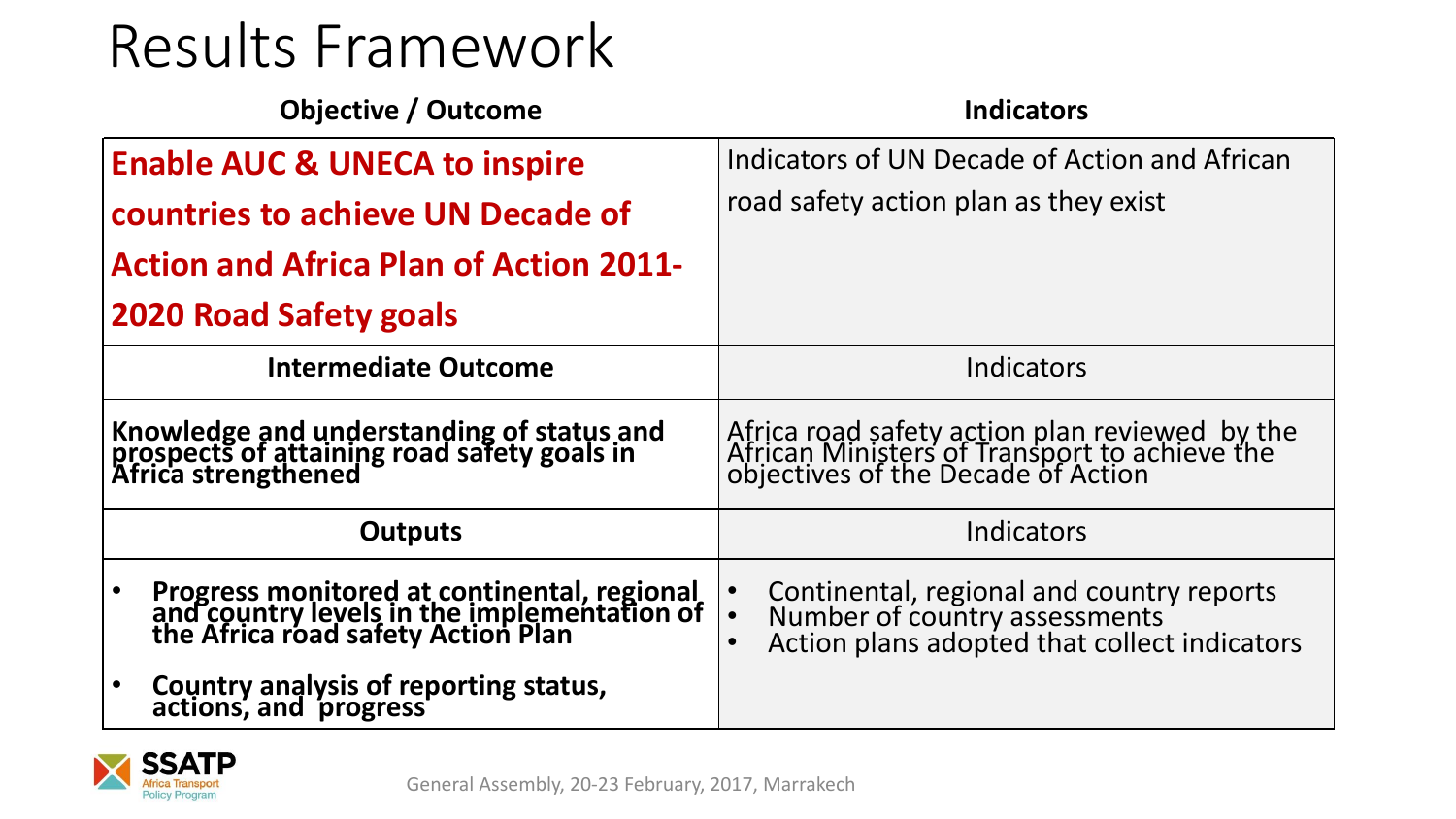# Results Framework

| Objective / Outcome | Indicators |
|---|---|
| **Enable AUC & UNECA to inspire countries to achieve UN Decade of Action and Africa Plan of Action 2011-2020 Road Safety goals** | Indicators of UN Decade of Action and African road safety action plan as they exist |
| **Intermediate Outcome** | Indicators |
| **Knowledge and understanding of status and prospects of attaining road safety goals in Africa strengthened** | Africa road safety action plan reviewed by the African Ministers of Transport to achieve the objectives of the Decade of Action |
| **Outputs** | Indicators |
| • **Progress monitored at continental, regional and country levels in the implementation of the Africa road safety Action Plan**<br>• **Country analysis of reporting status, actions, and progress** | • Continental, regional and country reports<br>• Number of country assessments<br>• Action plans adopted that collect indicators |

General Assembly, 20-23 February, 2017, Marrakech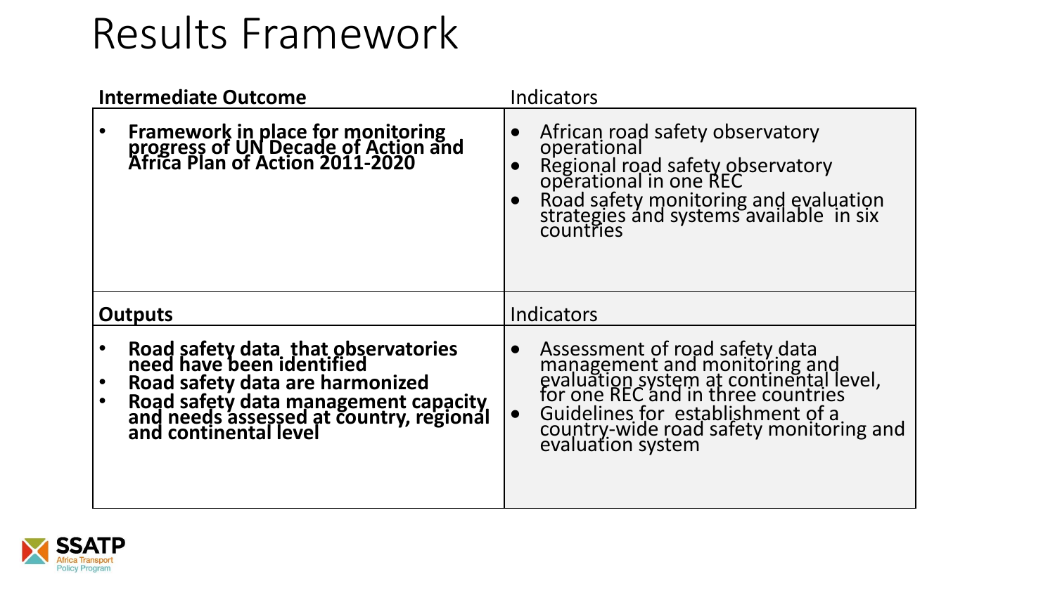# Results Framework

| **Intermediate Outcome** | Indicators |
|---|---|
| • **Framework in place for monitoring progress of UN Decade of Action and Africa Plan of Action 2011-2020** | • African road safety observatory operational<br>• Regional road safety observatory operational in one REC<br>• Road safety monitoring and evaluation strategies and systems available in six countries |
| **Outputs** | Indicators |
| • **Road safety data that observatories need have been identified**<br>• **Road safety data are harmonized**<br>• **Road safety data management capacity and needs assessed at country, regional and continental level** | • Assessment of road safety data management and monitoring and evaluation system at continental level, for one REC and in three countries<br>• Guidelines for establishment of a country-wide road safety monitoring and evaluation system |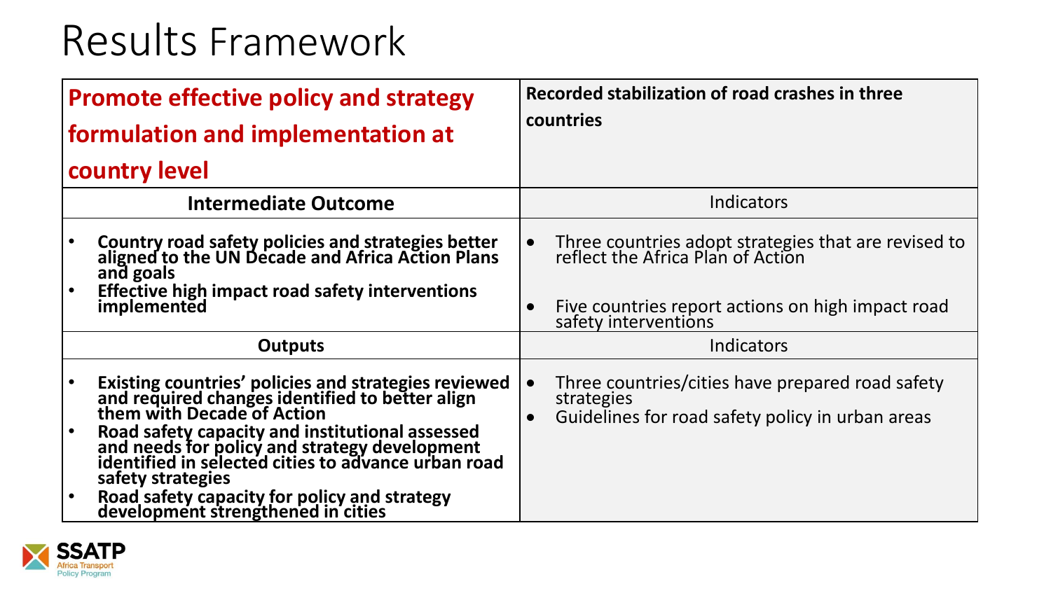# Results Framework

| **Promote effective policy and strategy formulation and implementation at country level** | **Recorded stabilization of road crashes in three countries** |
|---|---|
| **Intermediate Outcome** | Indicators |
| • **Country road safety policies and strategies better aligned to the UN Decade and Africa Action Plans and goals**<br>• **Effective high impact road safety interventions implemented** | • Three countries adopt strategies that are revised to reflect the Africa Plan of Action<br>• Five countries report actions on high impact road safety interventions |
| **Outputs** | Indicators |
| • **Existing countries' policies and strategies reviewed and required changes identified to better align them with Decade of Action**<br>• **Road safety capacity and institutional assessed and needs for policy and strategy development identified in selected cities to advance urban road safety strategies**<br>• **Road safety capacity for policy and strategy development strengthened in cities** | • Three countries/cities have prepared road safety strategies<br>• Guidelines for road safety policy in urban areas |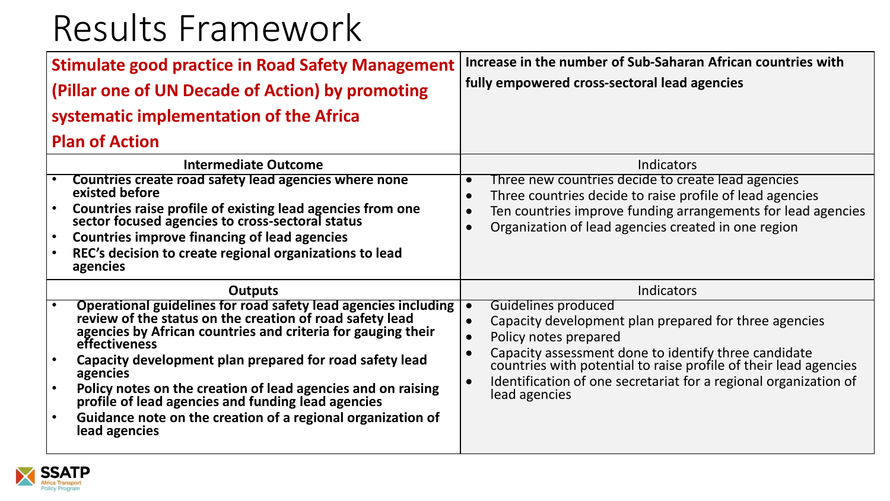# Results Framework

| **Stimulate good practice in Road Safety Management (Pillar one of UN Decade of Action) by promoting systematic implementation of the Africa Plan of Action** | **Increase in the number of Sub-Saharan African countries with fully empowered cross-sectoral lead agencies** |
|---|---|
| **Intermediate Outcome** | Indicators |
| • **Countries create road safety lead agencies where none existed before**<br>• **Countries raise profile of existing lead agencies from one sector focused agencies to cross-sectoral status**<br>• **Countries improve financing of lead agencies**<br>• **REC's decision to create regional organizations to lead agencies** | • Three new countries decide to create lead agencies<br>• Three countries decide to raise profile of lead agencies<br>• Ten countries improve funding arrangements for lead agencies<br>• Organization of lead agencies created in one region |
| **Outputs** | Indicators |
| • **Operational guidelines for road safety lead agencies including review of the status on the creation of road safety lead agencies by African countries and criteria for gauging their effectiveness**<br>• **Capacity development plan prepared for road safety lead agencies**<br>• **Policy notes on the creation of lead agencies and on raising profile of lead agencies and funding lead agencies**<br>• **Guidance note on the creation of a regional organization of lead agencies** | • Guidelines produced<br>• Capacity development plan prepared for three agencies<br>• Policy notes prepared<br>• Capacity assessment done to identify three candidate countries with potential to raise profile of their lead agencies<br>• Identification of one secretariat for a regional organization of lead agencies |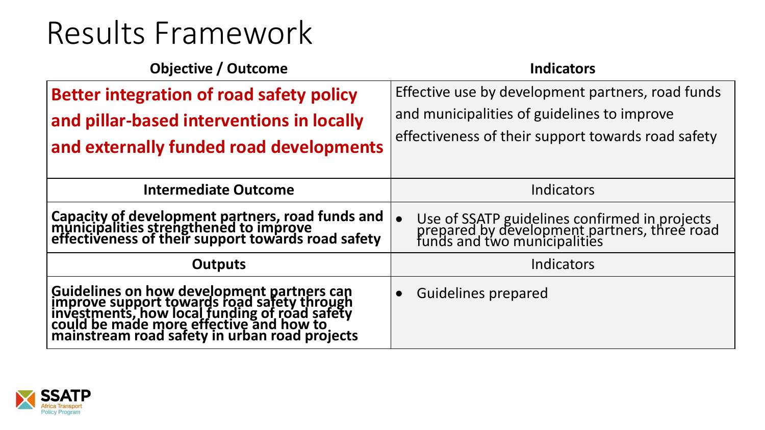# Results Framework

| Objective / Outcome | Indicators |
| --- | --- |
| **Better integration of road safety policy and pillar-based interventions in locally and externally funded road developments** | Effective use by development partners, road funds and municipalities of guidelines to improve effectiveness of their support towards road safety |
| **Intermediate Outcome** | Indicators |
| **Capacity of development partners, road funds and municipalities strengthened to improve effectiveness of their support towards road safety** | • Use of SSATP guidelines confirmed in projects prepared by development partners, three road funds and two municipalities |
| **Outputs** | Indicators |
| **Guidelines on how development partners can improve support towards road safety through investments, how local funding of road safety could be made more effective and how to mainstream road safety in urban road projects** | • Guidelines prepared |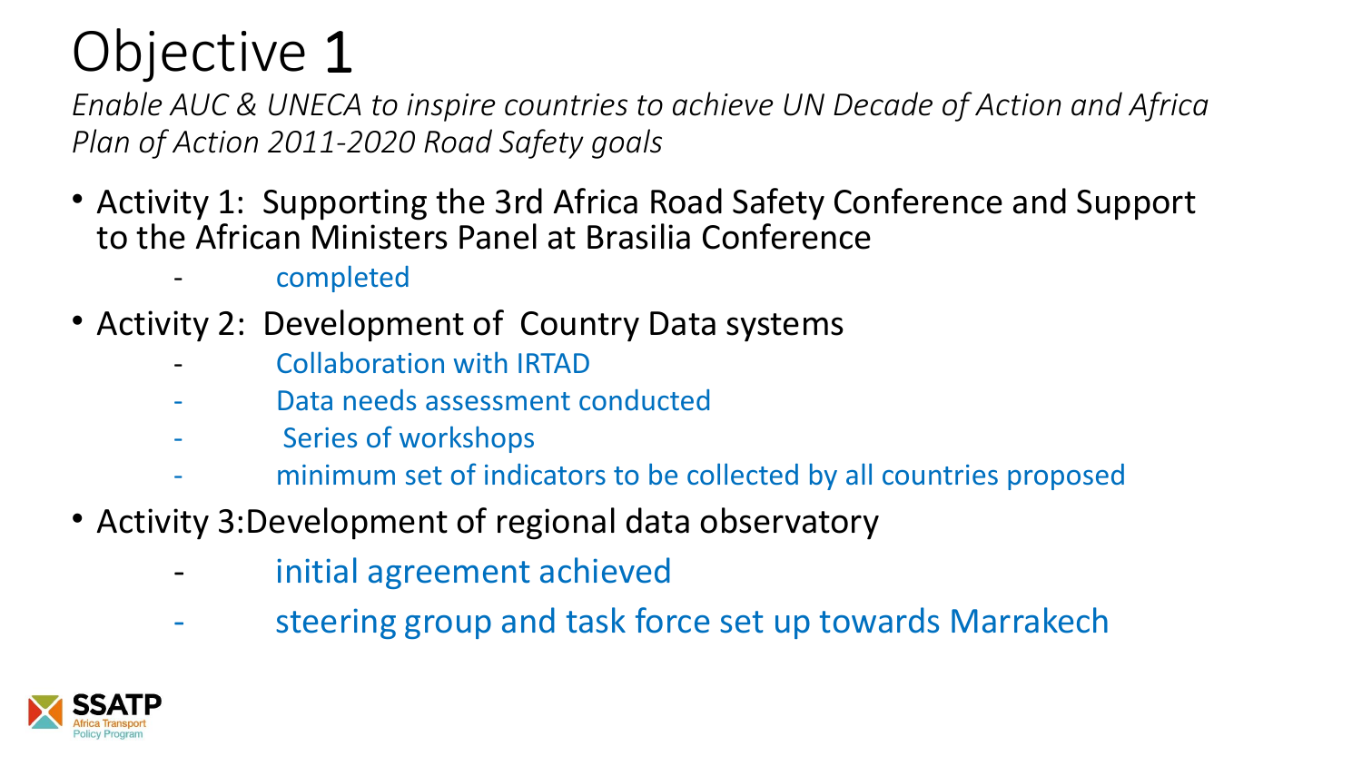# Objective 1

*Enable AUC & UNECA to inspire countries to achieve UN Decade of Action and Africa Plan of Action 2011-2020 Road Safety goals*

- Activity 1: Supporting the 3rd Africa Road Safety Conference and Support to the African Ministers Panel at Brasilia Conference
  - completed
- Activity 2: Development of Country Data systems
  - Collaboration with IRTAD
  - Data needs assessment conducted
  - Series of workshops
  - minimum set of indicators to be collected by all countries proposed
- Activity 3:Development of regional data observatory
  - initial agreement achieved
  - steering group and task force set up towards Marrakech

SSATP Africa Transport Policy Program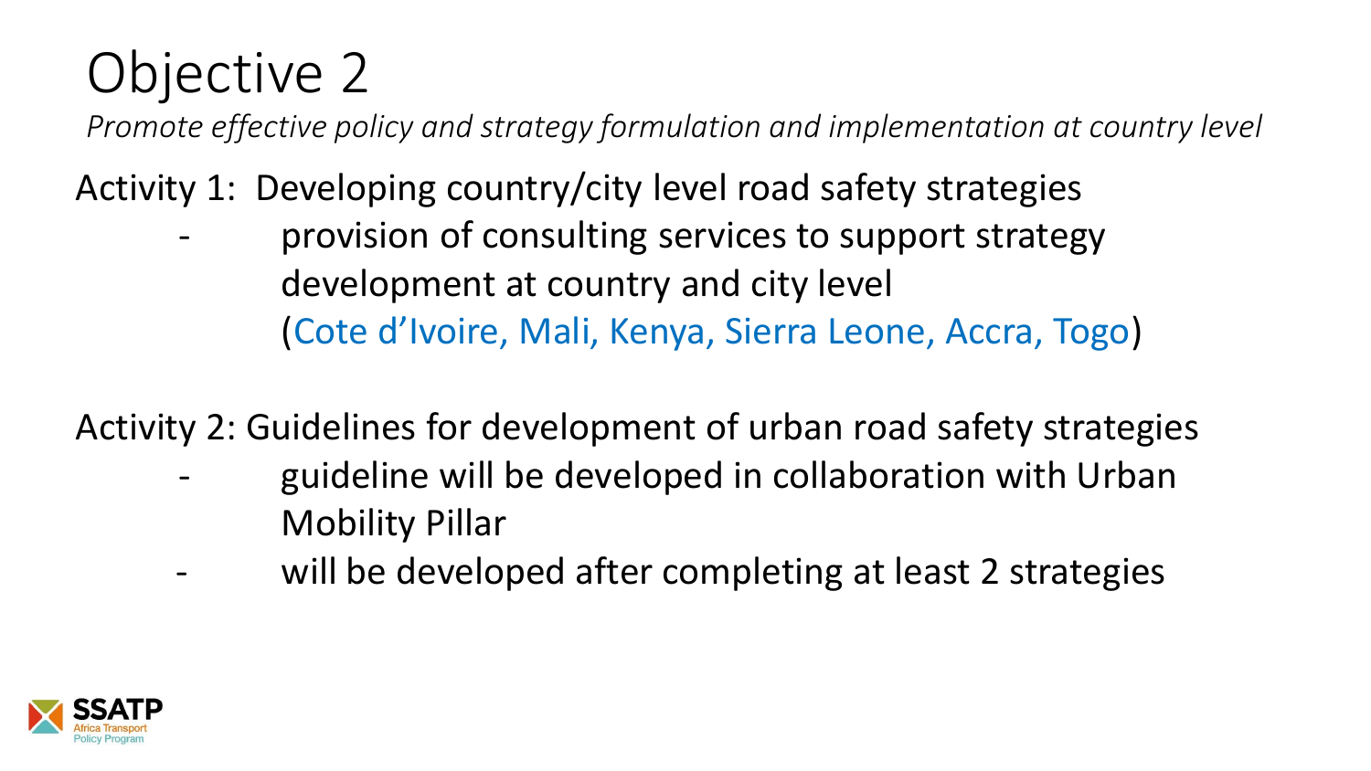# Objective 2

*Promote effective policy and strategy formulation and implementation at country level*

Activity 1: Developing country/city level road safety strategies

- provision of consulting services to support strategy development at country and city level (Cote d'Ivoire, Mali, Kenya, Sierra Leone, Accra, Togo)

Activity 2: Guidelines for development of urban road safety strategies

- guideline will be developed in collaboration with Urban Mobility Pillar
- will be developed after completing at least 2 strategies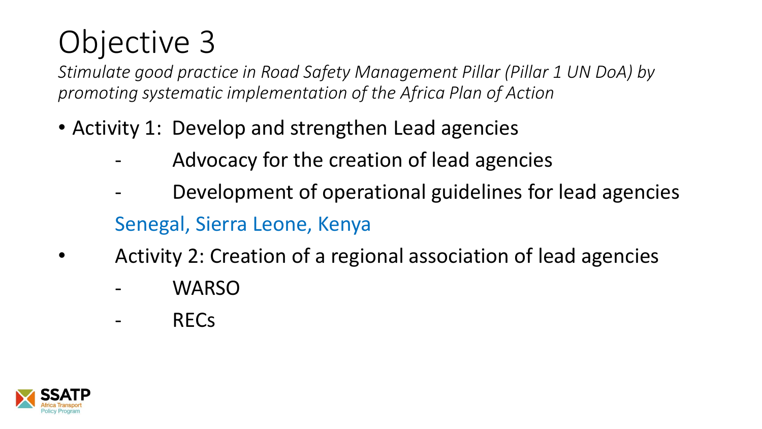# Objective 3

*Stimulate good practice in Road Safety Management Pillar (Pillar 1 UN DoA) by promoting systematic implementation of the Africa Plan of Action*

- Activity 1: Develop and strengthen Lead agencies
  - Advocacy for the creation of lead agencies
  - Development of operational guidelines for lead agencies

  Senegal, Sierra Leone, Kenya

- Activity 2: Creation of a regional association of lead agencies
  - WARSO
  - RECs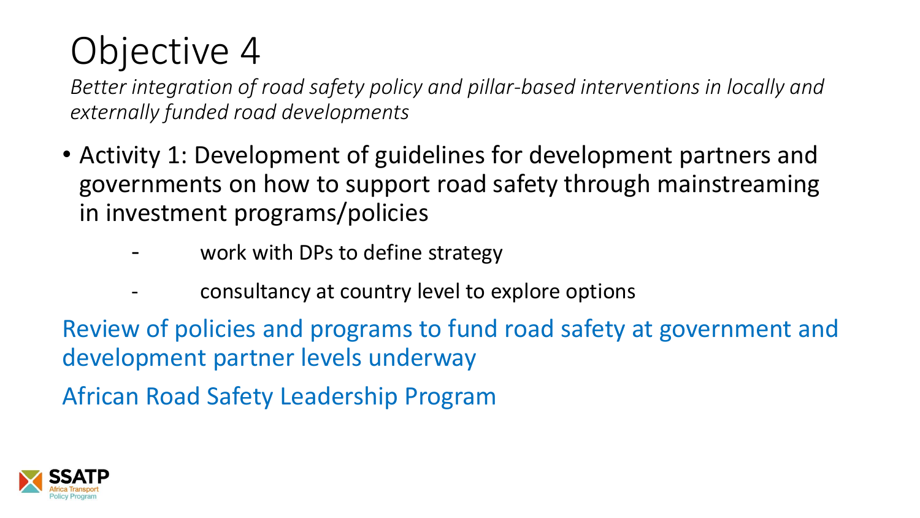# Objective 4

*Better integration of road safety policy and pillar-based interventions in locally and externally funded road developments*

- Activity 1: Development of guidelines for development partners and governments on how to support road safety through mainstreaming in investment programs/policies
    - work with DPs to define strategy
    - consultancy at country level to explore options

Review of policies and programs to fund road safety at government and development partner levels underway

African Road Safety Leadership Program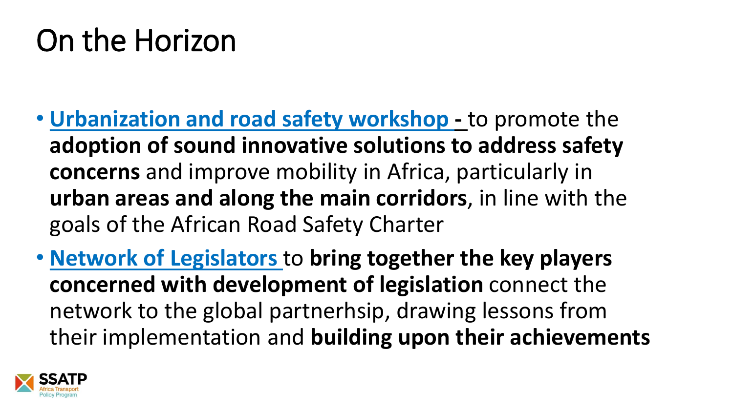# On the Horizon

- **Urbanization and road safety workshop -** to promote the **adoption of sound innovative solutions to address safety concerns** and improve mobility in Africa, particularly in **urban areas and along the main corridors**, in line with the goals of the African Road Safety Charter
- **Network of Legislators** to **bring together the key players concerned with development of legislation** connect the network to the global partnerhsip, drawing lessons from their implementation and **building upon their achievements**

SSATP Africa Transport Policy Program